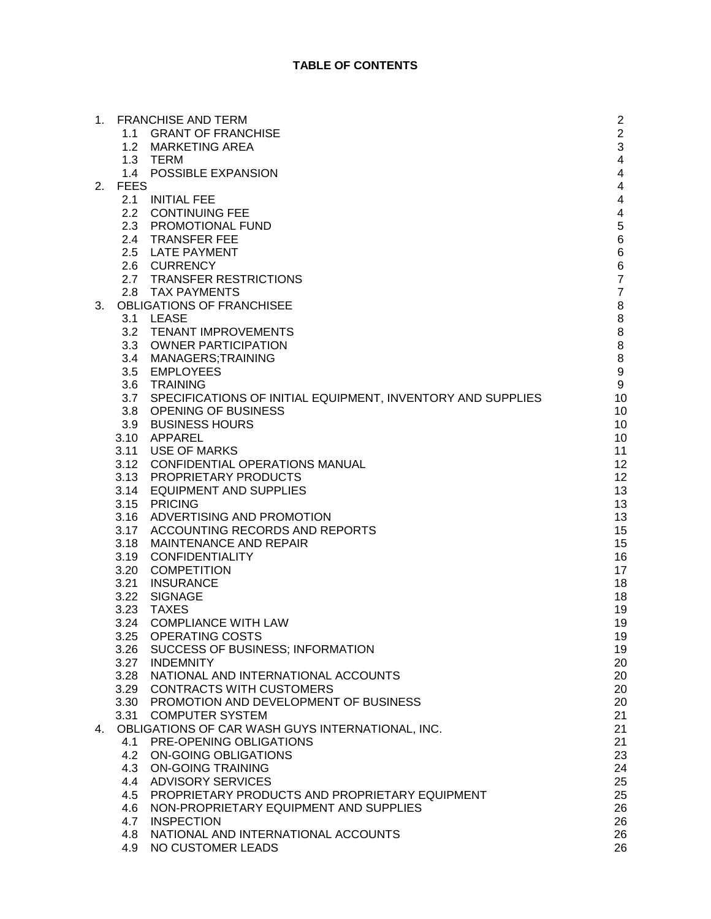**TABLE OF CONTENTS**

| | | |
|---|---|---|
| 1. | FRANCHISE AND TERM | 2 |
| 1.1 | GRANT OF FRANCHISE | 2 |
| 1.2 | MARKETING AREA | 3 |
| 1.3 | TERM | 4 |
| 1.4 | POSSIBLE EXPANSION | 4 |
| 2. | FEES | 4 |
| 2.1 | INITIAL FEE | 4 |
| 2.2 | CONTINUING FEE | 4 |
| 2.3 | PROMOTIONAL FUND | 5 |
| 2.4 | TRANSFER FEE | 6 |
| 2.5 | LATE PAYMENT | 6 |
| 2.6 | CURRENCY | 6 |
| 2.7 | TRANSFER RESTRICTIONS | 7 |
| 2.8 | TAX PAYMENTS | 7 |
| 3. | OBLIGATIONS OF FRANCHISEE | 8 |
| 3.1 | LEASE | 8 |
| 3.2 | TENANT IMPROVEMENTS | 8 |
| 3.3 | OWNER PARTICIPATION | 8 |
| 3.4 | MANAGERS;TRAINING | 8 |
| 3.5 | EMPLOYEES | 9 |
| 3.6 | TRAINING | 9 |
| 3.7 | SPECIFICATIONS OF INITIAL EQUIPMENT, INVENTORY AND SUPPLIES | 10 |
| 3.8 | OPENING OF BUSINESS | 10 |
| 3.9 | BUSINESS HOURS | 10 |
| 3.10 | APPAREL | 10 |
| 3.11 | USE OF MARKS | 11 |
| 3.12 | CONFIDENTIAL OPERATIONS MANUAL | 12 |
| 3.13 | PROPRIETARY PRODUCTS | 12 |
| 3.14 | EQUIPMENT AND SUPPLIES | 13 |
| 3.15 | PRICING | 13 |
| 3.16 | ADVERTISING AND PROMOTION | 13 |
| 3.17 | ACCOUNTING RECORDS AND REPORTS | 15 |
| 3.18 | MAINTENANCE AND REPAIR | 15 |
| 3.19 | CONFIDENTIALITY | 16 |
| 3.20 | COMPETITION | 17 |
| 3.21 | INSURANCE | 18 |
| 3.22 | SIGNAGE | 18 |
| 3.23 | TAXES | 19 |
| 3.24 | COMPLIANCE WITH LAW | 19 |
| 3.25 | OPERATING COSTS | 19 |
| 3.26 | SUCCESS OF BUSINESS; INFORMATION | 19 |
| 3.27 | INDEMNITY | 20 |
| 3.28 | NATIONAL AND INTERNATIONAL ACCOUNTS | 20 |
| 3.29 | CONTRACTS WITH CUSTOMERS | 20 |
| 3.30 | PROMOTION AND DEVELOPMENT OF BUSINESS | 20 |
| 3.31 | COMPUTER SYSTEM | 21 |
| 4. | OBLIGATIONS OF CAR WASH GUYS INTERNATIONAL, INC. | 21 |
| 4.1 | PRE-OPENING OBLIGATIONS | 21 |
| 4.2 | ON-GOING OBLIGATIONS | 23 |
| 4.3 | ON-GOING TRAINING | 24 |
| 4.4 | ADVISORY SERVICES | 25 |
| 4.5 | PROPRIETARY PRODUCTS AND PROPRIETARY EQUIPMENT | 25 |
| 4.6 | NON-PROPRIETARY EQUIPMENT AND SUPPLIES | 26 |
| 4.7 | INSPECTION | 26 |
| 4.8 | NATIONAL AND INTERNATIONAL ACCOUNTS | 26 |
| 4.9 | NO CUSTOMER LEADS | 26 |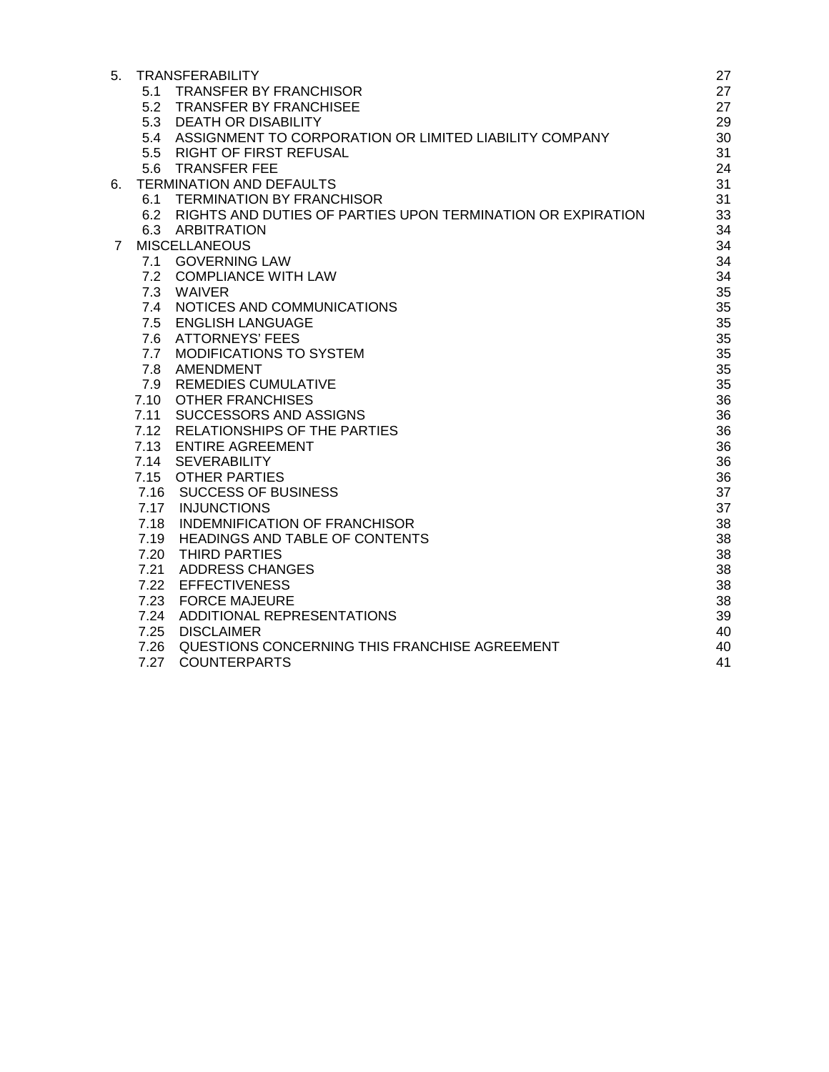| | | |
|---|---|---|
| 5. | TRANSFERABILITY | 27 |
| 5.1 | TRANSFER BY FRANCHISOR | 27 |
| 5.2 | TRANSFER BY FRANCHISEE | 27 |
| 5.3 | DEATH OR DISABILITY | 29 |
| 5.4 | ASSIGNMENT TO CORPORATION OR LIMITED LIABILITY COMPANY | 30 |
| 5.5 | RIGHT OF FIRST REFUSAL | 31 |
| 5.6 | TRANSFER FEE | 24 |
| 6. | TERMINATION AND DEFAULTS | 31 |
| 6.1 | TERMINATION BY FRANCHISOR | 31 |
| 6.2 | RIGHTS AND DUTIES OF PARTIES UPON TERMINATION OR EXPIRATION | 33 |
| 6.3 | ARBITRATION | 34 |
| 7 | MISCELLANEOUS | 34 |
| 7.1 | GOVERNING LAW | 34 |
| 7.2 | COMPLIANCE WITH LAW | 34 |
| 7.3 | WAIVER | 35 |
| 7.4 | NOTICES AND COMMUNICATIONS | 35 |
| 7.5 | ENGLISH LANGUAGE | 35 |
| 7.6 | ATTORNEYS' FEES | 35 |
| 7.7 | MODIFICATIONS TO SYSTEM | 35 |
| 7.8 | AMENDMENT | 35 |
| 7.9 | REMEDIES CUMULATIVE | 35 |
| 7.10 | OTHER FRANCHISES | 36 |
| 7.11 | SUCCESSORS AND ASSIGNS | 36 |
| 7.12 | RELATIONSHIPS OF THE PARTIES | 36 |
| 7.13 | ENTIRE AGREEMENT | 36 |
| 7.14 | SEVERABILITY | 36 |
| 7.15 | OTHER PARTIES | 36 |
| 7.16 | SUCCESS OF BUSINESS | 37 |
| 7.17 | INJUNCTIONS | 37 |
| 7.18 | INDEMNIFICATION OF FRANCHISOR | 38 |
| 7.19 | HEADINGS AND TABLE OF CONTENTS | 38 |
| 7.20 | THIRD PARTIES | 38 |
| 7.21 | ADDRESS CHANGES | 38 |
| 7.22 | EFFECTIVENESS | 38 |
| 7.23 | FORCE MAJEURE | 38 |
| 7.24 | ADDITIONAL REPRESENTATIONS | 39 |
| 7.25 | DISCLAIMER | 40 |
| 7.26 | QUESTIONS CONCERNING THIS FRANCHISE AGREEMENT | 40 |
| 7.27 | COUNTERPARTS | 41 |